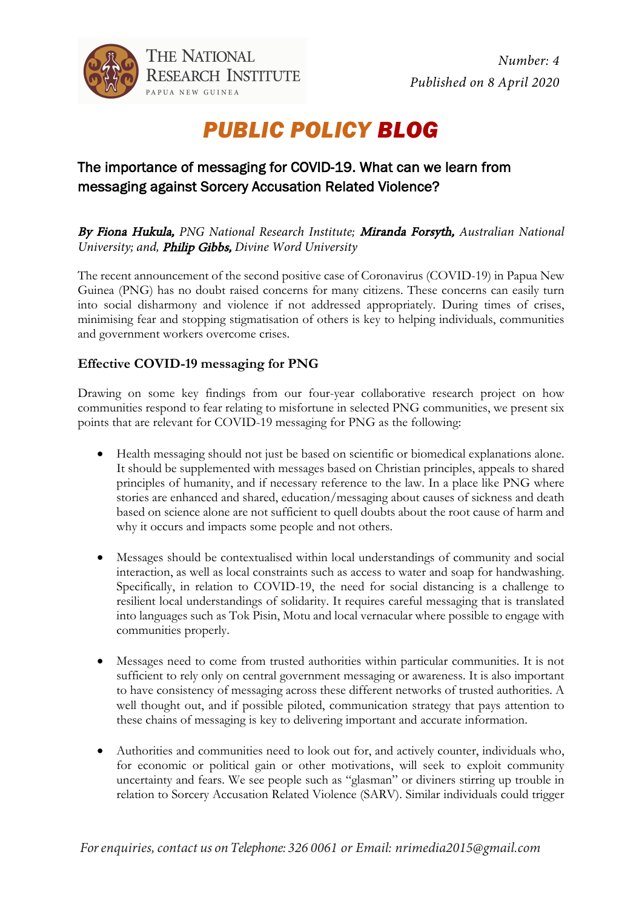THE NATIONAL RESEARCH INSTITUTE
PAPUA NEW GUINEA

*Number: 4*
*Published on 8 April 2020*

# *PUBLIC POLICY BLOG*

## The importance of messaging for COVID-19. What can we learn from messaging against Sorcery Accusation Related Violence?

***By Fiona Hukula,*** *PNG National Research Institute;* ***Miranda Forsyth,*** *Australian National University; and,* ***Philip Gibbs,*** *Divine Word University*

The recent announcement of the second positive case of Coronavirus (COVID-19) in Papua New Guinea (PNG) has no doubt raised concerns for many citizens. These concerns can easily turn into social disharmony and violence if not addressed appropriately. During times of crises, minimising fear and stopping stigmatisation of others is key to helping individuals, communities and government workers overcome crises.

### Effective COVID-19 messaging for PNG

Drawing on some key findings from our four-year collaborative research project on how communities respond to fear relating to misfortune in selected PNG communities, we present six points that are relevant for COVID-19 messaging for PNG as the following:

- Health messaging should not just be based on scientific or biomedical explanations alone. It should be supplemented with messages based on Christian principles, appeals to shared principles of humanity, and if necessary reference to the law. In a place like PNG where stories are enhanced and shared, education/messaging about causes of sickness and death based on science alone are not sufficient to quell doubts about the root cause of harm and why it occurs and impacts some people and not others.

- Messages should be contextualised within local understandings of community and social interaction, as well as local constraints such as access to water and soap for handwashing. Specifically, in relation to COVID-19, the need for social distancing is a challenge to resilient local understandings of solidarity. It requires careful messaging that is translated into languages such as Tok Pisin, Motu and local vernacular where possible to engage with communities properly.

- Messages need to come from trusted authorities within particular communities. It is not sufficient to rely only on central government messaging or awareness. It is also important to have consistency of messaging across these different networks of trusted authorities. A well thought out, and if possible piloted, communication strategy that pays attention to these chains of messaging is key to delivering important and accurate information.

- Authorities and communities need to look out for, and actively counter, individuals who, for economic or political gain or other motivations, will seek to exploit community uncertainty and fears. We see people such as "glasman" or diviners stirring up trouble in relation to Sorcery Accusation Related Violence (SARV). Similar individuals could trigger

*For enquiries, contact us on Telephone: 326 0061 or Email: nrimedia2015@gmail.com*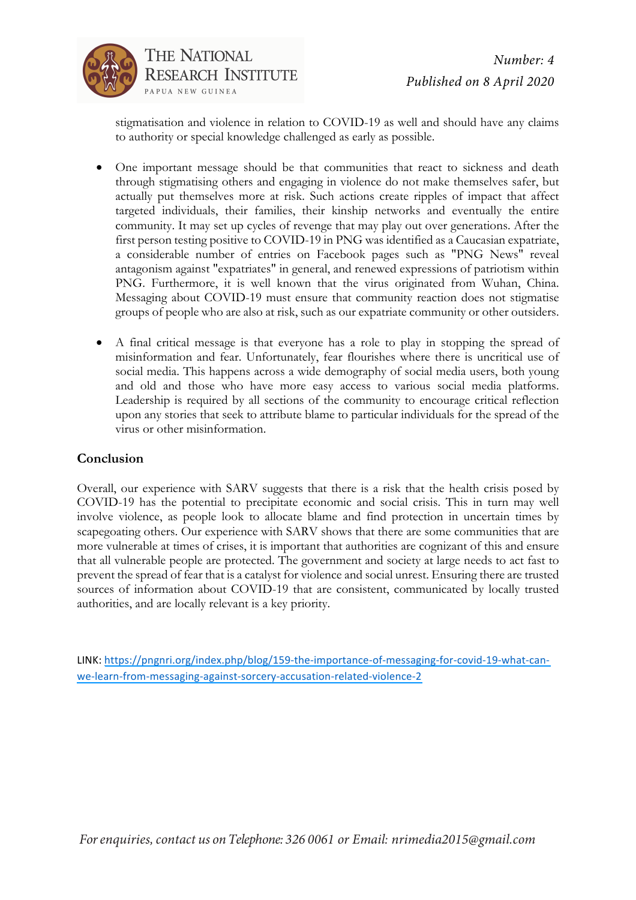stigmatisation and violence in relation to COVID-19 as well and should have any claims to authority or special knowledge challenged as early as possible.

- One important message should be that communities that react to sickness and death through stigmatising others and engaging in violence do not make themselves safer, but actually put themselves more at risk. Such actions create ripples of impact that affect targeted individuals, their families, their kinship networks and eventually the entire community. It may set up cycles of revenge that may play out over generations. After the first person testing positive to COVID-19 in PNG was identified as a Caucasian expatriate, a considerable number of entries on Facebook pages such as "PNG News" reveal antagonism against "expatriates" in general, and renewed expressions of patriotism within PNG. Furthermore, it is well known that the virus originated from Wuhan, China. Messaging about COVID-19 must ensure that community reaction does not stigmatise groups of people who are also at risk, such as our expatriate community or other outsiders.

- A final critical message is that everyone has a role to play in stopping the spread of misinformation and fear. Unfortunately, fear flourishes where there is uncritical use of social media. This happens across a wide demography of social media users, both young and old and those who have more easy access to various social media platforms. Leadership is required by all sections of the community to encourage critical reflection upon any stories that seek to attribute blame to particular individuals for the spread of the virus or other misinformation.

## Conclusion

Overall, our experience with SARV suggests that there is a risk that the health crisis posed by COVID-19 has the potential to precipitate economic and social crisis. This in turn may well involve violence, as people look to allocate blame and find protection in uncertain times by scapegoating others. Our experience with SARV shows that there are some communities that are more vulnerable at times of crises, it is important that authorities are cognizant of this and ensure that all vulnerable people are protected. The government and society at large needs to act fast to prevent the spread of fear that is a catalyst for violence and social unrest. Ensuring there are trusted sources of information about COVID-19 that are consistent, communicated by locally trusted authorities, and are locally relevant is a key priority.

LINK: [https://pngnri.org/index.php/blog/159-the-importance-of-messaging-for-covid-19-what-can-we-learn-from-messaging-against-sorcery-accusation-related-violence-2](https://pngnri.org/index.php/blog/159-the-importance-of-messaging-for-covid-19-what-can-we-learn-from-messaging-against-sorcery-accusation-related-violence-2)